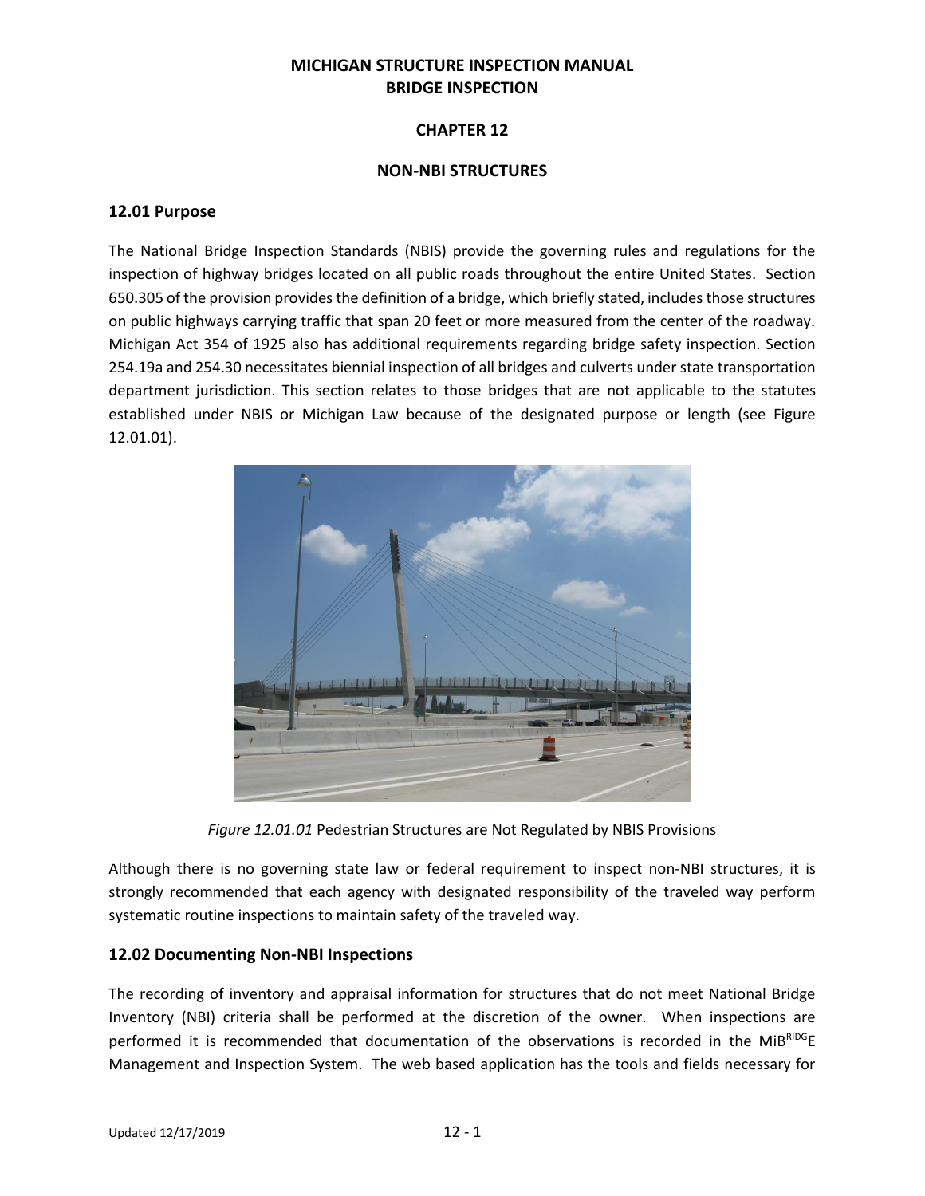# MICHIGAN STRUCTURE INSPECTION MANUAL
# BRIDGE INSPECTION

## CHAPTER 12

## NON-NBI STRUCTURES

### 12.01 Purpose

The National Bridge Inspection Standards (NBIS) provide the governing rules and regulations for the inspection of highway bridges located on all public roads throughout the entire United States. Section 650.305 of the provision provides the definition of a bridge, which briefly stated, includes those structures on public highways carrying traffic that span 20 feet or more measured from the center of the roadway. Michigan Act 354 of 1925 also has additional requirements regarding bridge safety inspection. Section 254.19a and 254.30 necessitates biennial inspection of all bridges and culverts under state transportation department jurisdiction. This section relates to those bridges that are not applicable to the statutes established under NBIS or Michigan Law because of the designated purpose or length (see Figure 12.01.01).

*Figure 12.01.01* Pedestrian Structures are Not Regulated by NBIS Provisions

Although there is no governing state law or federal requirement to inspect non-NBI structures, it is strongly recommended that each agency with designated responsibility of the traveled way perform systematic routine inspections to maintain safety of the traveled way.

### 12.02 Documenting Non-NBI Inspections

The recording of inventory and appraisal information for structures that do not meet National Bridge Inventory (NBI) criteria shall be performed at the discretion of the owner. When inspections are performed it is recommended that documentation of the observations is recorded in the MiB$^{RIDG}$E Management and Inspection System. The web based application has the tools and fields necessary for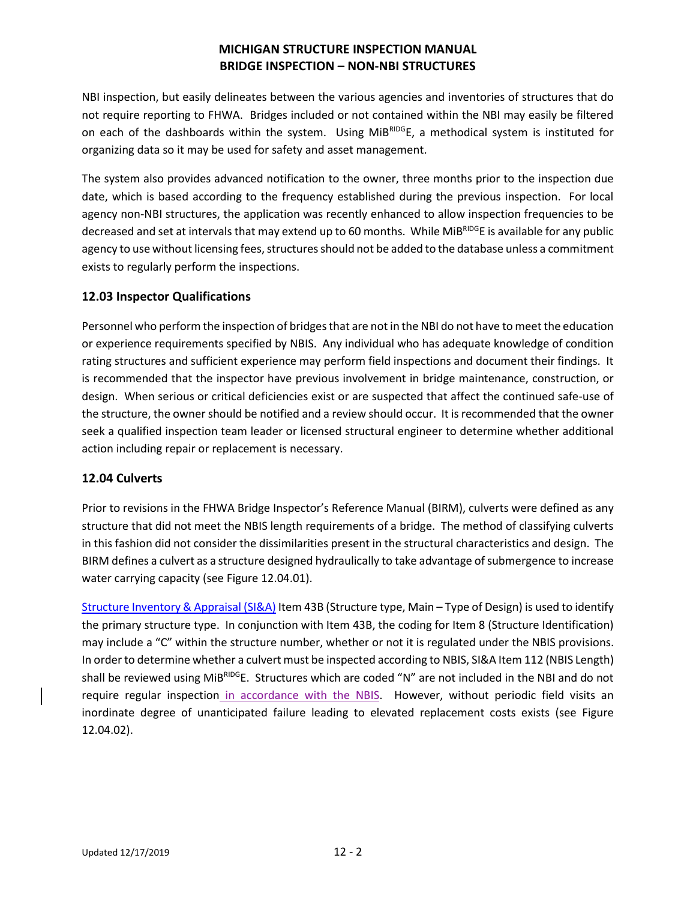NBI inspection, but easily delineates between the various agencies and inventories of structures that do not require reporting to FHWA. Bridges included or not contained within the NBI may easily be filtered on each of the dashboards within the system. Using MiB$^{RIDG}$E, a methodical system is instituted for organizing data so it may be used for safety and asset management.

The system also provides advanced notification to the owner, three months prior to the inspection due date, which is based according to the frequency established during the previous inspection. For local agency non-NBI structures, the application was recently enhanced to allow inspection frequencies to be decreased and set at intervals that may extend up to 60 months. While MiB$^{RIDG}$E is available for any public agency to use without licensing fees, structures should not be added to the database unless a commitment exists to regularly perform the inspections.

### 12.03 Inspector Qualifications

Personnel who perform the inspection of bridges that are not in the NBI do not have to meet the education or experience requirements specified by NBIS. Any individual who has adequate knowledge of condition rating structures and sufficient experience may perform field inspections and document their findings. It is recommended that the inspector have previous involvement in bridge maintenance, construction, or design. When serious or critical deficiencies exist or are suspected that affect the continued safe-use of the structure, the owner should be notified and a review should occur. It is recommended that the owner seek a qualified inspection team leader or licensed structural engineer to determine whether additional action including repair or replacement is necessary.

### 12.04 Culverts

Prior to revisions in the FHWA Bridge Inspector's Reference Manual (BIRM), culverts were defined as any structure that did not meet the NBIS length requirements of a bridge. The method of classifying culverts in this fashion did not consider the dissimilarities present in the structural characteristics and design. The BIRM defines a culvert as a structure designed hydraulically to take advantage of submergence to increase water carrying capacity (see Figure 12.04.01).

Structure Inventory & Appraisal (SI&A) Item 43B (Structure type, Main – Type of Design) is used to identify the primary structure type. In conjunction with Item 43B, the coding for Item 8 (Structure Identification) may include a "C" within the structure number, whether or not it is regulated under the NBIS provisions. In order to determine whether a culvert must be inspected according to NBIS, SI&A Item 112 (NBIS Length) shall be reviewed using MiB$^{RIDG}$E. Structures which are coded "N" are not included in the NBI and do not require regular inspection in accordance with the NBIS. However, without periodic field visits an inordinate degree of unanticipated failure leading to elevated replacement costs exists (see Figure 12.04.02).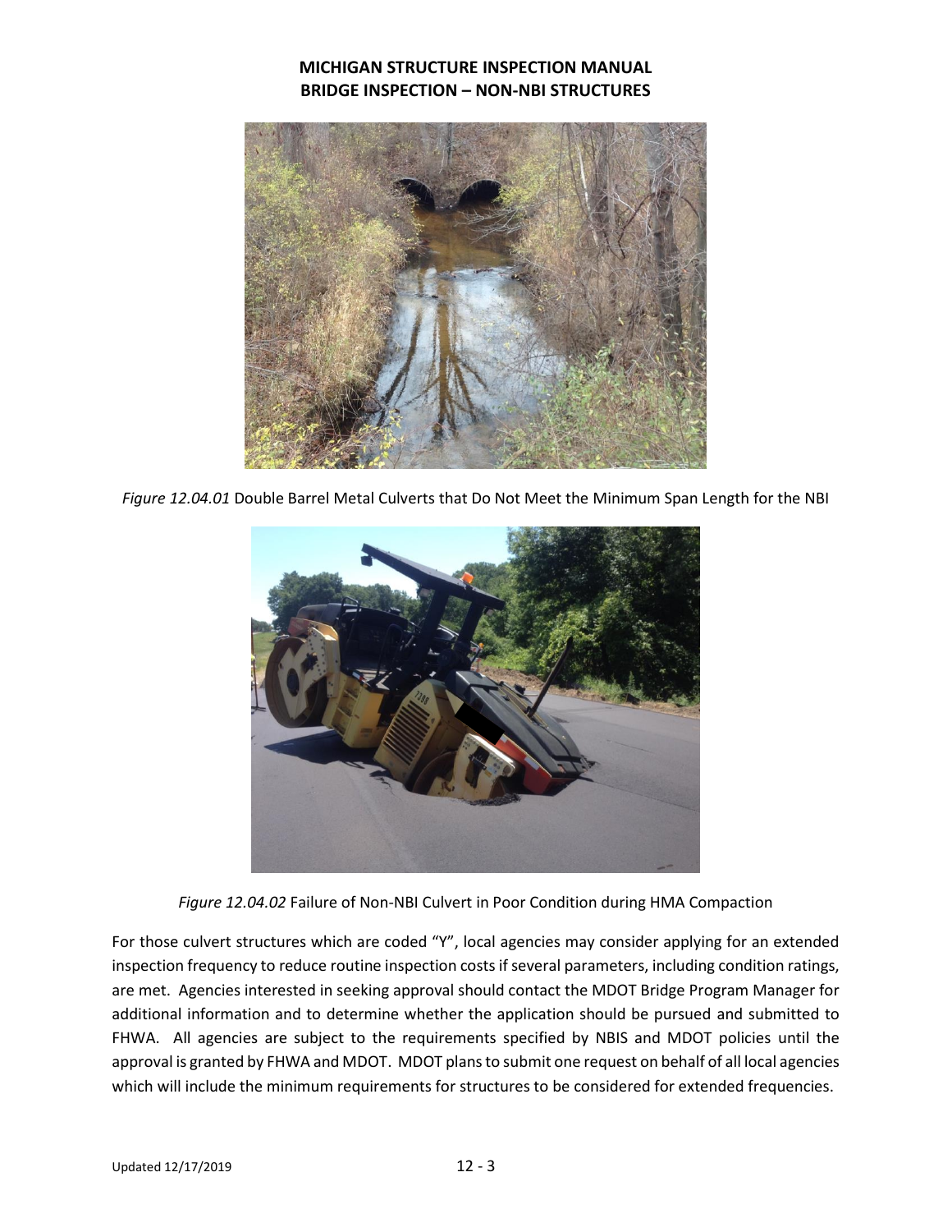*Figure 12.04.01* Double Barrel Metal Culverts that Do Not Meet the Minimum Span Length for the NBI

*Figure 12.04.02* Failure of Non-NBI Culvert in Poor Condition during HMA Compaction

For those culvert structures which are coded "Y", local agencies may consider applying for an extended inspection frequency to reduce routine inspection costs if several parameters, including condition ratings, are met. Agencies interested in seeking approval should contact the MDOT Bridge Program Manager for additional information and to determine whether the application should be pursued and submitted to FHWA. All agencies are subject to the requirements specified by NBIS and MDOT policies until the approval is granted by FHWA and MDOT. MDOT plans to submit one request on behalf of all local agencies which will include the minimum requirements for structures to be considered for extended frequencies.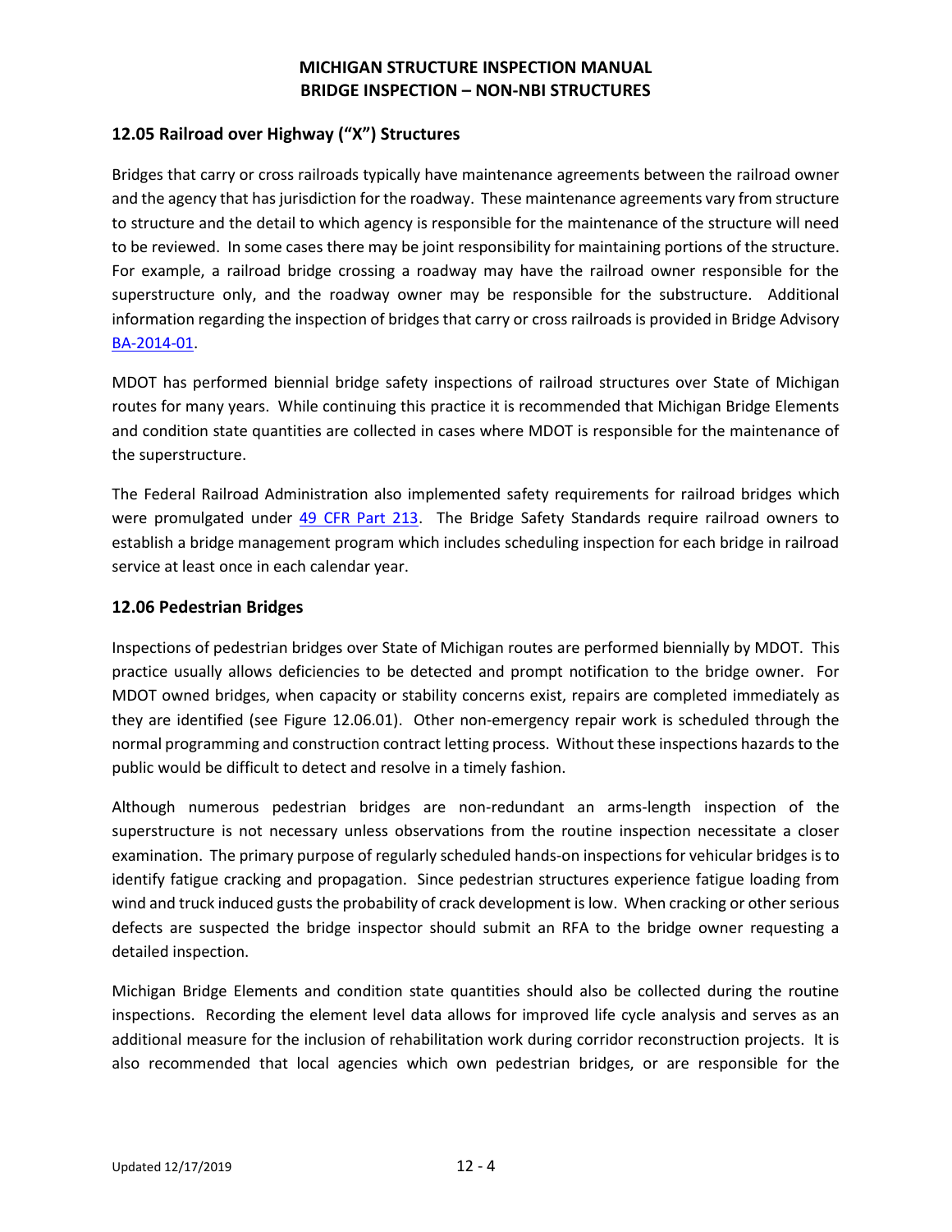## 12.05 Railroad over Highway ("X") Structures

Bridges that carry or cross railroads typically have maintenance agreements between the railroad owner and the agency that has jurisdiction for the roadway. These maintenance agreements vary from structure to structure and the detail to which agency is responsible for the maintenance of the structure will need to be reviewed. In some cases there may be joint responsibility for maintaining portions of the structure. For example, a railroad bridge crossing a roadway may have the railroad owner responsible for the superstructure only, and the roadway owner may be responsible for the substructure. Additional information regarding the inspection of bridges that carry or cross railroads is provided in Bridge Advisory BA-2014-01.

MDOT has performed biennial bridge safety inspections of railroad structures over State of Michigan routes for many years. While continuing this practice it is recommended that Michigan Bridge Elements and condition state quantities are collected in cases where MDOT is responsible for the maintenance of the superstructure.

The Federal Railroad Administration also implemented safety requirements for railroad bridges which were promulgated under 49 CFR Part 213. The Bridge Safety Standards require railroad owners to establish a bridge management program which includes scheduling inspection for each bridge in railroad service at least once in each calendar year.

## 12.06 Pedestrian Bridges

Inspections of pedestrian bridges over State of Michigan routes are performed biennially by MDOT. This practice usually allows deficiencies to be detected and prompt notification to the bridge owner. For MDOT owned bridges, when capacity or stability concerns exist, repairs are completed immediately as they are identified (see Figure 12.06.01). Other non-emergency repair work is scheduled through the normal programming and construction contract letting process. Without these inspections hazards to the public would be difficult to detect and resolve in a timely fashion.

Although numerous pedestrian bridges are non-redundant an arms-length inspection of the superstructure is not necessary unless observations from the routine inspection necessitate a closer examination. The primary purpose of regularly scheduled hands-on inspections for vehicular bridges is to identify fatigue cracking and propagation. Since pedestrian structures experience fatigue loading from wind and truck induced gusts the probability of crack development is low. When cracking or other serious defects are suspected the bridge inspector should submit an RFA to the bridge owner requesting a detailed inspection.

Michigan Bridge Elements and condition state quantities should also be collected during the routine inspections. Recording the element level data allows for improved life cycle analysis and serves as an additional measure for the inclusion of rehabilitation work during corridor reconstruction projects. It is also recommended that local agencies which own pedestrian bridges, or are responsible for the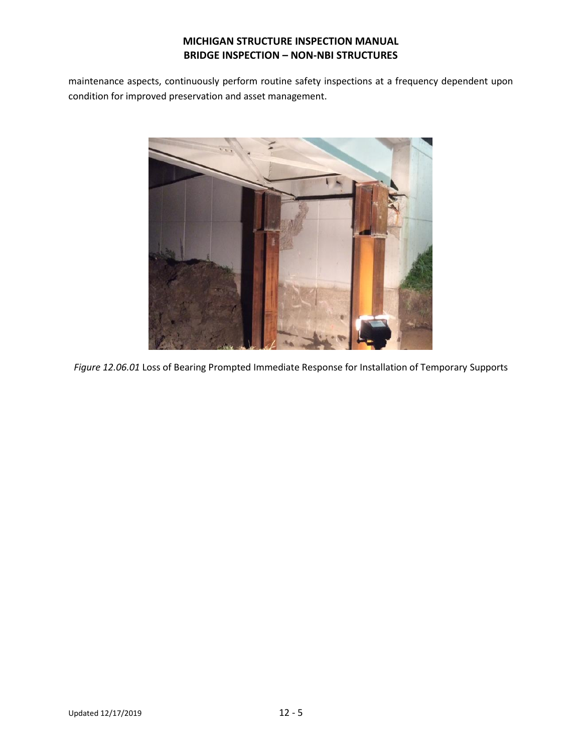maintenance aspects, continuously perform routine safety inspections at a frequency dependent upon condition for improved preservation and asset management.

*Figure 12.06.01* Loss of Bearing Prompted Immediate Response for Installation of Temporary Supports